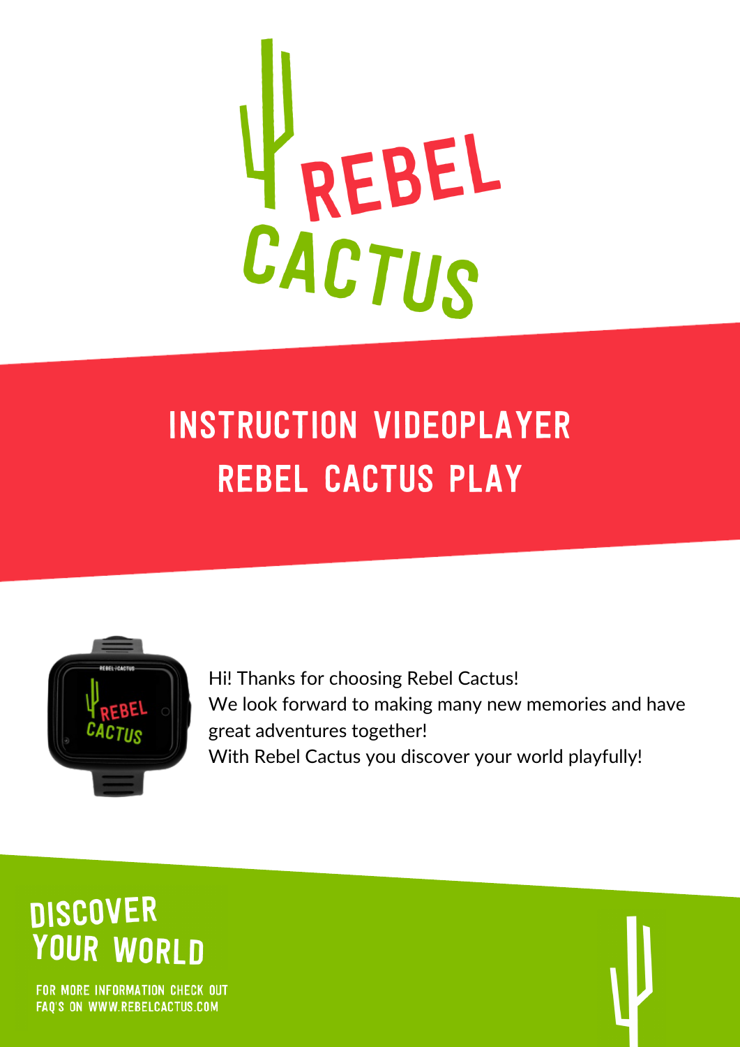# REBEL CACTUS

## INSTRUCTION VIDEOPLAYER REBEL CACTUS PLAY

Hi! Thanks for choosing Rebel Cactus!
We look forward to making many new memories and have great adventures together!
With Rebel Cactus you discover your world playfully!

## DISCOVER YOUR WORLD

FOR MORE INFORMATION CHECK OUT FAQ'S ON WWW.REBELCACTUS.COM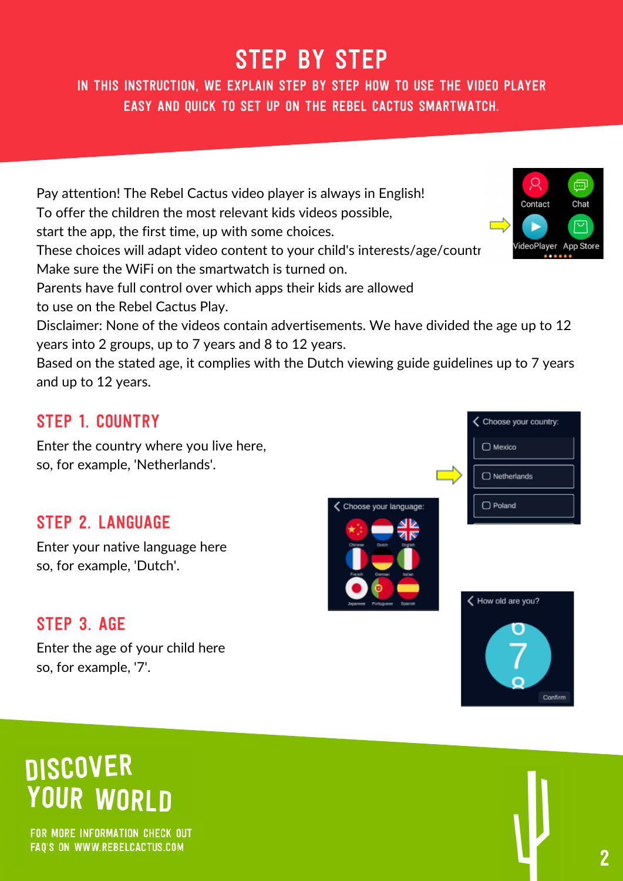# STEP BY STEP

IN THIS INSTRUCTION, WE EXPLAIN STEP BY STEP HOW TO USE THE VIDEO PLAYER EASY AND QUICK TO SET UP ON THE REBEL CACTUS SMARTWATCH.

Pay attention! The Rebel Cactus video player is always in English!
To offer the children the most relevant kids videos possible, start the app, the first time, up with some choices.
These choices will adapt video content to your child's interests/age/countr
Make sure the WiFi on the smartwatch is turned on.
Parents have full control over which apps their kids are allowed to use on the Rebel Cactus Play.
Disclaimer: None of the videos contain advertisements. We have divided the age up to 12 years into 2 groups, up to 7 years and 8 to 12 years.
Based on the stated age, it complies with the Dutch viewing guide guidelines up to 7 years and up to 12 years.

## STEP 1. COUNTRY

Enter the country where you live here, so, for example, 'Netherlands'.

## STEP 2. LANGUAGE

Enter your native language here so, for example, 'Dutch'.

## STEP 3. AGE

Enter the age of your child here so, for example, '7'.

# DISCOVER YOUR WORLD

FOR MORE INFORMATION CHECK OUT FAQ'S ON WWW.REBELCACTUS.COM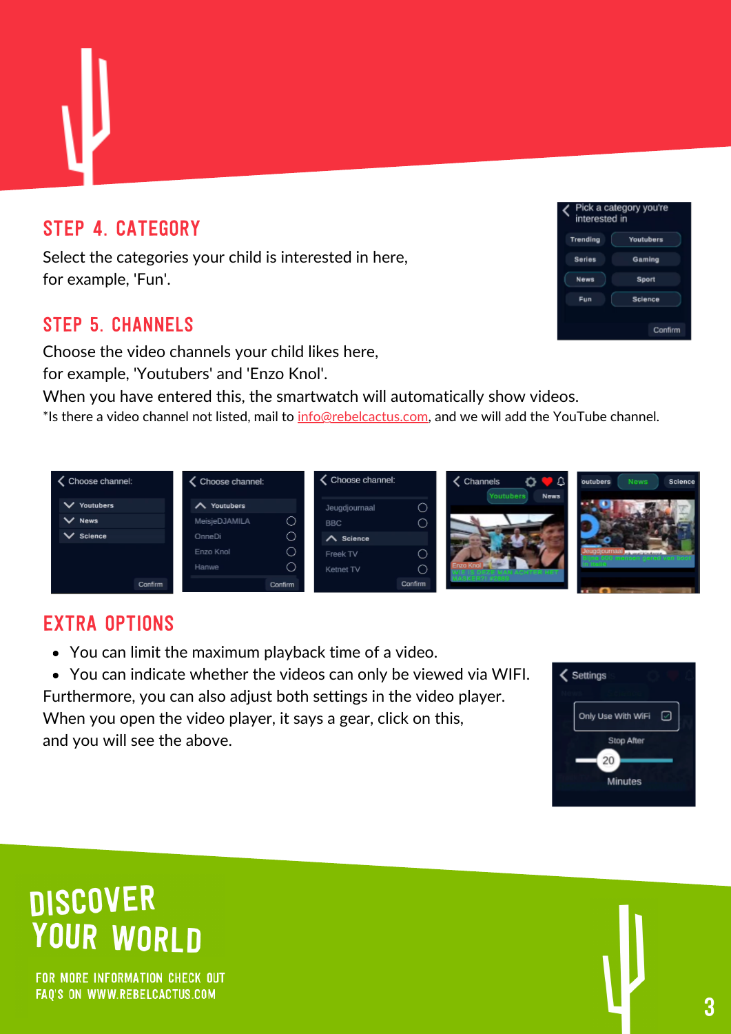## STEP 4. CATEGORY

Select the categories your child is interested in here, for example, 'Fun'.

## STEP 5. CHANNELS

Choose the video channels your child likes here, for example, 'Youtubers' and 'Enzo Knol'.
When you have entered this, the smartwatch will automatically show videos.
*Is there a video channel not listed, mail to info@rebelcactus.com, and we will add the YouTube channel.

## EXTRA OPTIONS

- You can limit the maximum playback time of a video.
- You can indicate whether the videos can only be viewed via WIFI.

Furthermore, you can also adjust both settings in the video player. When you open the video player, it says a gear, click on this, and you will see the above.

# DISCOVER YOUR WORLD

FOR MORE INFORMATION CHECK OUT FAQ'S ON WWW.REBELCACTUS.COM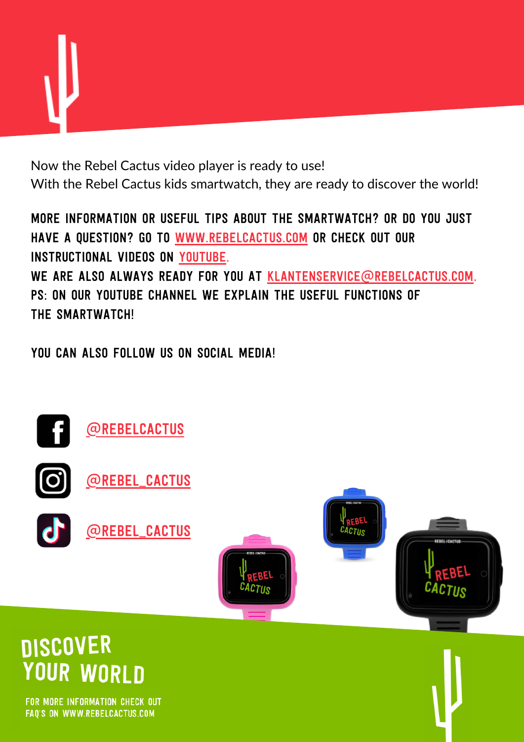Now the Rebel Cactus video player is ready to use!
With the Rebel Cactus kids smartwatch, they are ready to discover the world!

MORE INFORMATION OR USEFUL TIPS ABOUT THE SMARTWATCH? OR DO YOU JUST HAVE A QUESTION? GO TO WWW.REBELCACTUS.COM OR CHECK OUT OUR INSTRUCTIONAL VIDEOS ON YOUTUBE.
WE ARE ALSO ALWAYS READY FOR YOU AT KLANTENSERVICE@REBELCACTUS.COM.
PS: ON OUR YOUTUBE CHANNEL WE EXPLAIN THE USEFUL FUNCTIONS OF THE SMARTWATCH!

YOU CAN ALSO FOLLOW US ON SOCIAL MEDIA!

- Facebook: @REBELCACTUS
- Instagram: @REBEL_CACTUS
- TikTok: @REBEL_CACTUS

# DISCOVER YOUR WORLD

FOR MORE INFORMATION CHECK OUT FAQ'S ON WWW.REBELCACTUS.COM